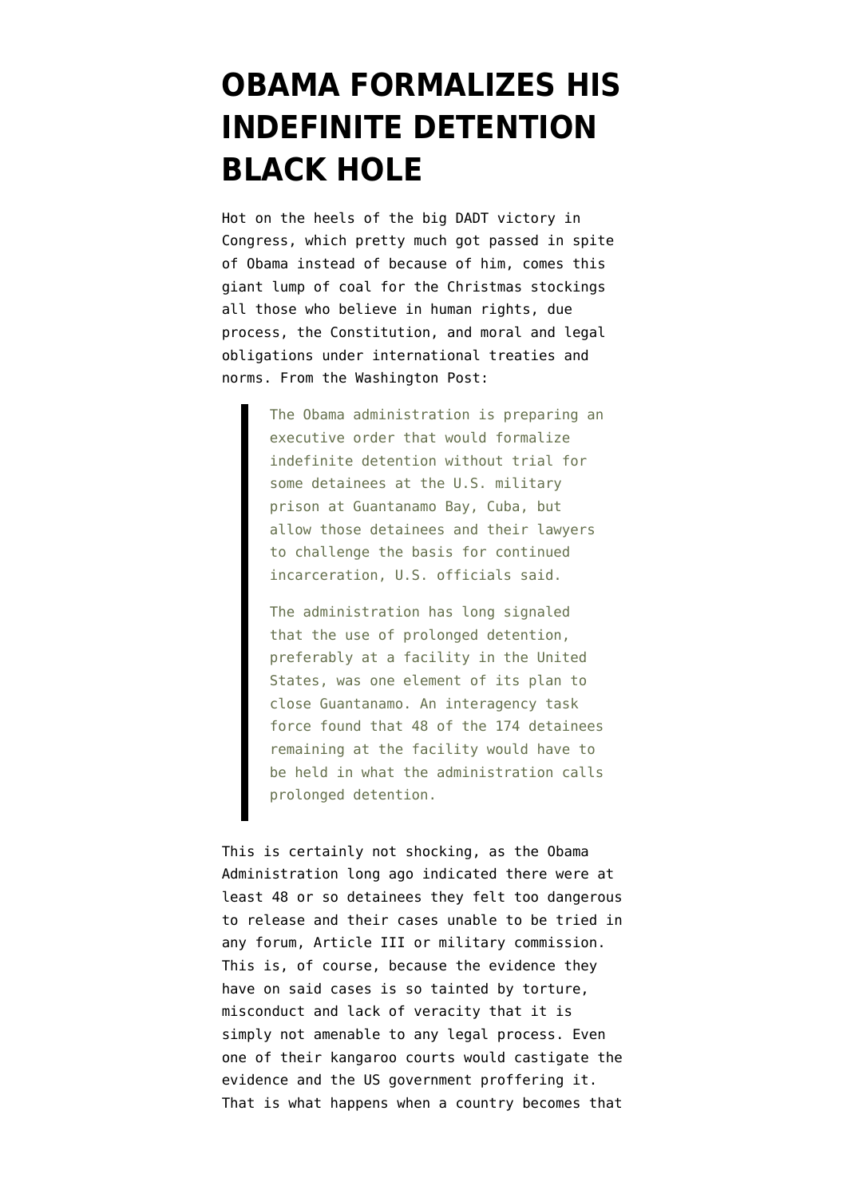# OBAMA FORMALIZES HIS INDEFINITE DETENTION BLACK HOLE

Hot on the heels of the big DADT victory in Congress, which pretty much got passed in spite of Obama instead of because of him, comes this giant lump of coal for the Christmas stockings all those who believe in human rights, due process, the Constitution, and moral and legal obligations under international treaties and norms. From the Washington Post:

> The Obama administration is preparing an executive order that would formalize indefinite detention without trial for some detainees at the U.S. military prison at Guantanamo Bay, Cuba, but allow those detainees and their lawyers to challenge the basis for continued incarceration, U.S. officials said.
>
> The administration has long signaled that the use of prolonged detention, preferably at a facility in the United States, was one element of its plan to close Guantanamo. An interagency task force found that 48 of the 174 detainees remaining at the facility would have to be held in what the administration calls prolonged detention.

This is certainly not shocking, as the Obama Administration long ago indicated there were at least 48 or so detainees they felt too dangerous to release and their cases unable to be tried in any forum, Article III or military commission. This is, of course, because the evidence they have on said cases is so tainted by torture, misconduct and lack of veracity that it is simply not amenable to any legal process. Even one of their kangaroo courts would castigate the evidence and the US government proffering it. That is what happens when a country becomes that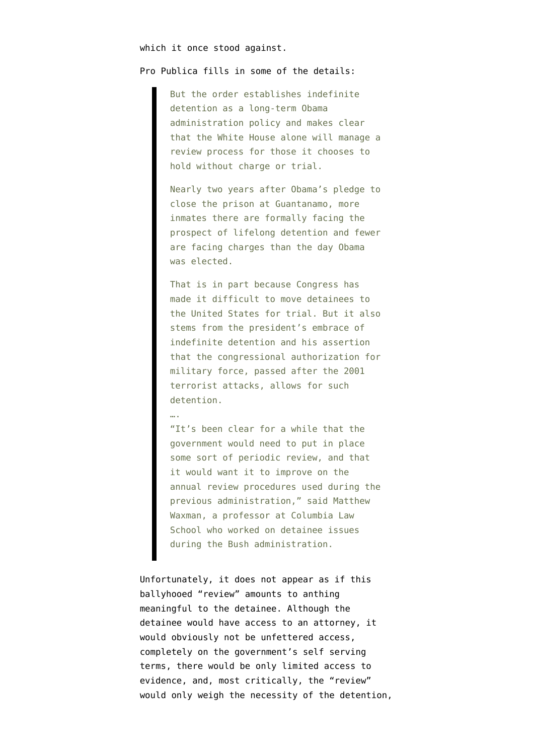which it once stood against.

Pro Publica fills in some of the details:

> But the order establishes indefinite detention as a long-term Obama administration policy and makes clear that the White House alone will manage a review process for those it chooses to hold without charge or trial.
>
> Nearly two years after Obama's pledge to close the prison at Guantanamo, more inmates there are formally facing the prospect of lifelong detention and fewer are facing charges than the day Obama was elected.
>
> That is in part because Congress has made it difficult to move detainees to the United States for trial. But it also stems from the president's embrace of indefinite detention and his assertion that the congressional authorization for military force, passed after the 2001 terrorist attacks, allows for such detention.
>
> ….
>
> "It's been clear for a while that the government would need to put in place some sort of periodic review, and that it would want it to improve on the annual review procedures used during the previous administration," said Matthew Waxman, a professor at Columbia Law School who worked on detainee issues during the Bush administration.

Unfortunately, it does not appear as if this ballyhooed "review" amounts to anthing meaningful to the detainee. Although the detainee would have access to an attorney, it would obviously not be unfettered access, completely on the government's self serving terms, there would be only limited access to evidence, and, most critically, the "review" would only weigh the necessity of the detention,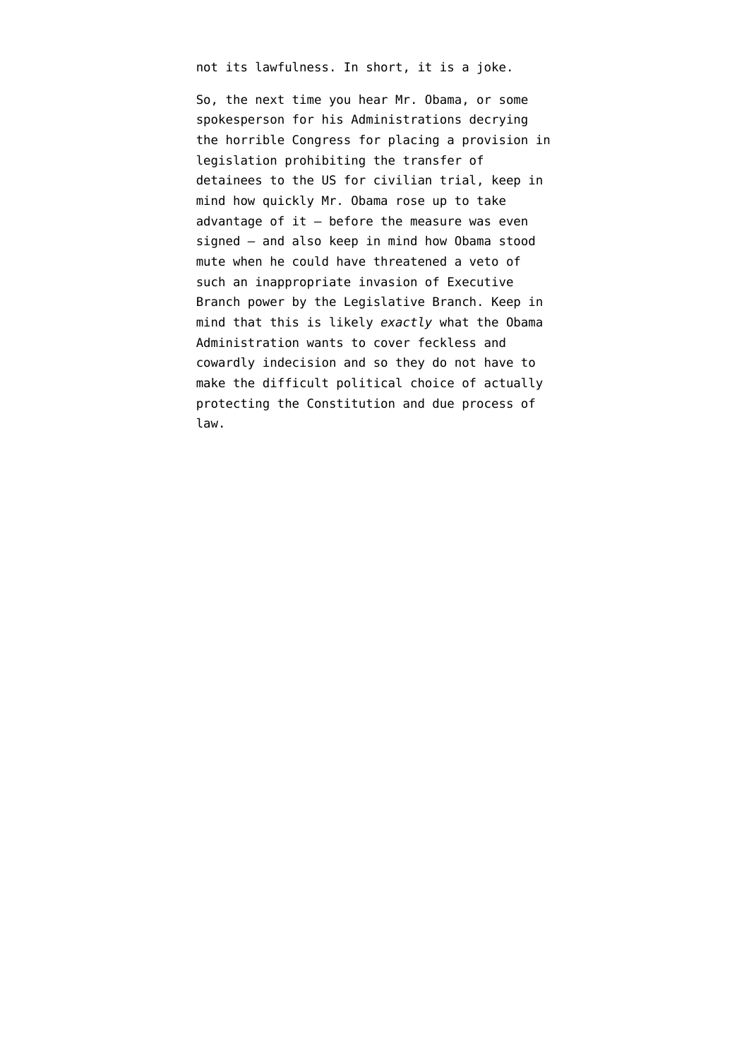not its lawfulness. In short, it is a joke.

So, the next time you hear Mr. Obama, or some spokesperson for his Administrations decrying the horrible Congress for placing a provision in legislation prohibiting the transfer of detainees to the US for civilian trial, keep in mind how quickly Mr. Obama rose up to take advantage of it – before the measure was even signed – and also keep in mind how Obama stood mute when he could have threatened a veto of such an inappropriate invasion of Executive Branch power by the Legislative Branch. Keep in mind that this is likely *exactly* what the Obama Administration wants to cover feckless and cowardly indecision and so they do not have to make the difficult political choice of actually protecting the Constitution and due process of law.